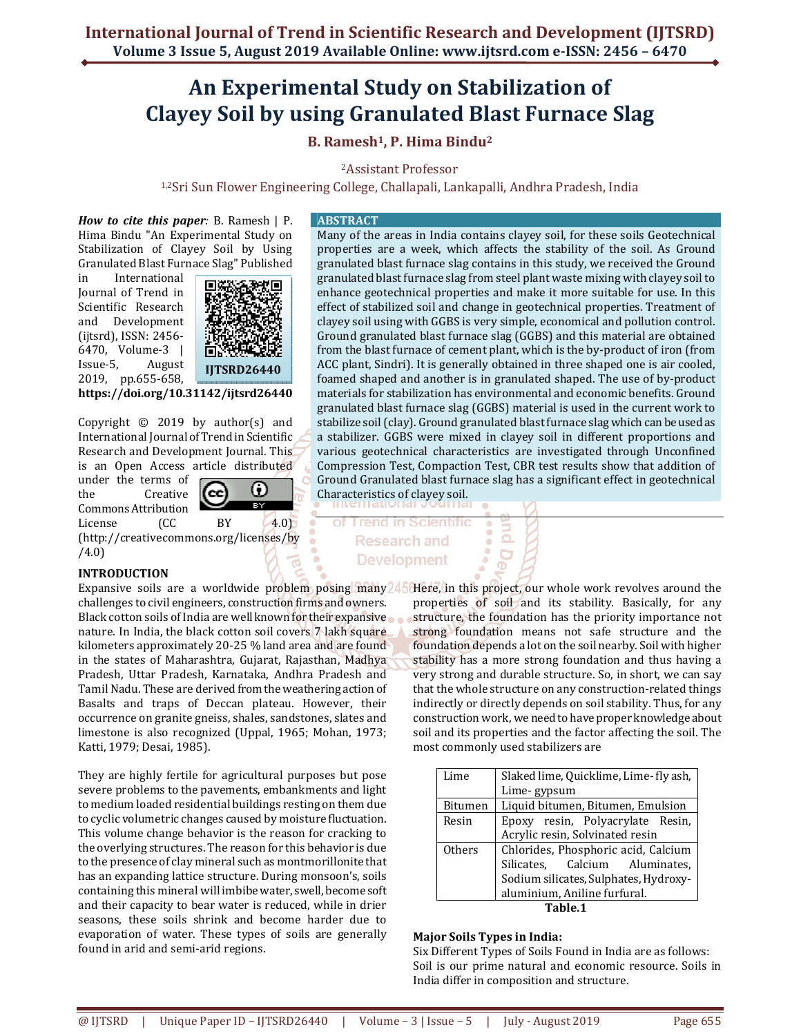# An Experimental Study on Stabilization of Clayey Soil by using Granulated Blast Furnace Slag

**B. Ramesh[1], P. Hima Bindu[2]**

[2]Assistant Professor

[1,2]Sri Sun Flower Engineering College, Challapali, Lankapalli, Andhra Pradesh, India

***How to cite this paper:*** B. Ramesh | P. Hima Bindu "An Experimental Study on Stabilization of Clayey Soil by Using Granulated Blast Furnace Slag" Published in International Journal of Trend in Scientific Research and Development (ijtsrd), ISSN: 2456-6470, Volume-3 | Issue-5, August 2019, pp.655-658, **https://doi.org/10.31142/ijtsrd26440**

**IJTSRD26440**

Copyright © 2019 by author(s) and International Journal of Trend in Scientific Research and Development Journal. This is an Open Access article distributed under the terms of the Creative Commons Attribution License (CC BY 4.0) (http://creativecommons.org/licenses/by/4.0)

## ABSTRACT

Many of the areas in India contains clayey soil, for these soils Geotechnical properties are a week, which affects the stability of the soil. As Ground granulated blast furnace slag contains in this study, we received the Ground granulated blast furnace slag from steel plant waste mixing with clayey soil to enhance geotechnical properties and make it more suitable for use. In this effect of stabilized soil and change in geotechnical properties. Treatment of clayey soil using with GGBS is very simple, economical and pollution control. Ground granulated blast furnace slag (GGBS) and this material are obtained from the blast furnace of cement plant, which is the by-product of iron (from ACC plant, Sindri). It is generally obtained in three shaped one is air cooled, foamed shaped and another is in granulated shaped. The use of by-product materials for stabilization has environmental and economic benefits. Ground granulated blast furnace slag (GGBS) material is used in the current work to stabilize soil (clay). Ground granulated blast furnace slag which can be used as a stabilizer. GGBS were mixed in clayey soil in different proportions and various geotechnical characteristics are investigated through Unconfined Compression Test, Compaction Test, CBR test results show that addition of Ground Granulated blast furnace slag has a significant effect in geotechnical Characteristics of clayey soil.

## INTRODUCTION

Expansive soils are a worldwide problem posing many challenges to civil engineers, construction firms and owners. Black cotton soils of India are well known for their expansive nature. In India, the black cotton soil covers 7 lakh square kilometers approximately 20-25 % land area and are found in the states of Maharashtra, Gujarat, Rajasthan, Madhya Pradesh, Uttar Pradesh, Karnataka, Andhra Pradesh and Tamil Nadu. These are derived from the weathering action of Basalts and traps of Deccan plateau. However, their occurrence on granite gneiss, shales, sandstones, slates and limestone is also recognized (Uppal, 1965; Mohan, 1973; Katti, 1979; Desai, 1985).

They are highly fertile for agricultural purposes but pose severe problems to the pavements, embankments and light to medium loaded residential buildings resting on them due to cyclic volumetric changes caused by moisture fluctuation. This volume change behavior is the reason for cracking to the overlying structures. The reason for this behavior is due to the presence of clay mineral such as montmorillonite that has an expanding lattice structure. During monsoon's, soils containing this mineral will imbibe water, swell, become soft and their capacity to bear water is reduced, while in drier seasons, these soils shrink and become harder due to evaporation of water. These types of soils are generally found in arid and semi-arid regions.

Here, in this project, our whole work revolves around the properties of soil and its stability. Basically, for any structure, the foundation has the priority importance not strong foundation means not safe structure and the foundation depends a lot on the soil nearby. Soil with higher stability has a more strong foundation and thus having a very strong and durable structure. So, in short, we can say that the whole structure on any construction-related things indirectly or directly depends on soil stability. Thus, for any construction work, we need to have proper knowledge about soil and its properties and the factor affecting the soil. The most commonly used stabilizers are

| | |
|---|---|
| Lime | Slaked lime, Quicklime, Lime- fly ash, Lime- gypsum |
| Bitumen | Liquid bitumen, Bitumen, Emulsion |
| Resin | Epoxy resin, Polyacrylate Resin, Acrylic resin, Solvinated resin |
| Others | Chlorides, Phosphoric acid, Calcium Silicates, Calcium Aluminates, Sodium silicates, Sulphates, Hydroxy-aluminium, Aniline furfural. |

**Table.1**

**Major Soils Types in India:**

Six Different Types of Soils Found in India are as follows: Soil is our prime natural and economic resource. Soils in India differ in composition and structure.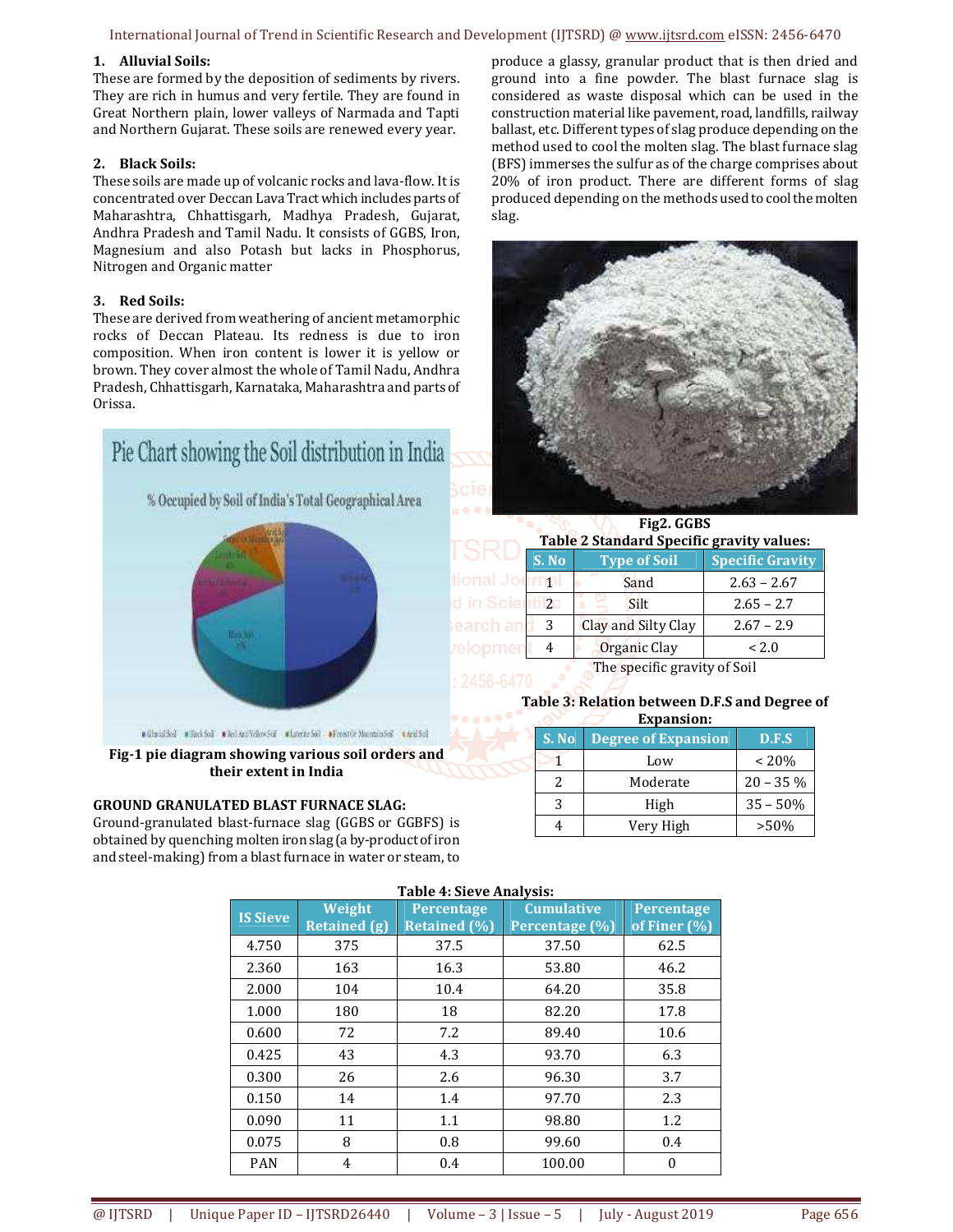## 1. Alluvial Soils:

These are formed by the deposition of sediments by rivers. They are rich in humus and very fertile. They are found in Great Northern plain, lower valleys of Narmada and Tapti and Northern Gujarat. These soils are renewed every year.

## 2. Black Soils:

These soils are made up of volcanic rocks and lava-flow. It is concentrated over Deccan Lava Tract which includes parts of Maharashtra, Chhattisgarh, Madhya Pradesh, Gujarat, Andhra Pradesh and Tamil Nadu. It consists of GGBS, Iron, Magnesium and also Potash but lacks in Phosphorus, Nitrogen and Organic matter

## 3. Red Soils:

These are derived from weathering of ancient metamorphic rocks of Deccan Plateau. Its redness is due to iron composition. When iron content is lower it is yellow or brown. They cover almost the whole of Tamil Nadu, Andhra Pradesh, Chhattisgarh, Karnataka, Maharashtra and parts of Orissa.

**Fig-1 pie diagram showing various soil orders and their extent in India**

**GROUND GRANULATED BLAST FURNACE SLAG:**

Ground-granulated blast-furnace slag (GGBS or GGBFS) is obtained by quenching molten iron slag (a by-product of iron and steel-making) from a blast furnace in water or steam, to produce a glassy, granular product that is then dried and ground into a fine powder. The blast furnace slag is considered as waste disposal which can be used in the construction material like pavement, road, landfills, railway ballast, etc. Different types of slag produce depending on the method used to cool the molten slag. The blast furnace slag (BFS) immerses the sulfur as of the charge comprises about 20% of iron product. There are different forms of slag produced depending on the methods used to cool the molten slag.

**Fig2. GGBS**

**Table 2 Standard Specific gravity values:**

| S. No | Type of Soil | Specific Gravity |
|---|---|---|
| 1 | Sand | 2.63 – 2.67 |
| 2 | Silt | 2.65 – 2.7 |
| 3 | Clay and Silty Clay | 2.67 – 2.9 |
| 4 | Organic Clay | < 2.0 |

The specific gravity of Soil

**Table 3: Relation between D.F.S and Degree of Expansion:**

| S. No | Degree of Expansion | D.F.S |
|---|---|---|
| 1 | Low | < 20% |
| 2 | Moderate | 20 – 35 % |
| 3 | High | 35 – 50% |
| 4 | Very High | >50% |

**Table 4: Sieve Analysis:**

| IS Sieve | Weight Retained (g) | Percentage Retained (%) | Cumulative Percentage (%) | Percentage of Finer (%) |
|---|---|---|---|---|
| 4.750 | 375 | 37.5 | 37.50 | 62.5 |
| 2.360 | 163 | 16.3 | 53.80 | 46.2 |
| 2.000 | 104 | 10.4 | 64.20 | 35.8 |
| 1.000 | 180 | 18 | 82.20 | 17.8 |
| 0.600 | 72 | 7.2 | 89.40 | 10.6 |
| 0.425 | 43 | 4.3 | 93.70 | 6.3 |
| 0.300 | 26 | 2.6 | 96.30 | 3.7 |
| 0.150 | 14 | 1.4 | 97.70 | 2.3 |
| 0.090 | 11 | 1.1 | 98.80 | 1.2 |
| 0.075 | 8 | 0.8 | 99.60 | 0.4 |
| PAN | 4 | 0.4 | 100.00 | 0 |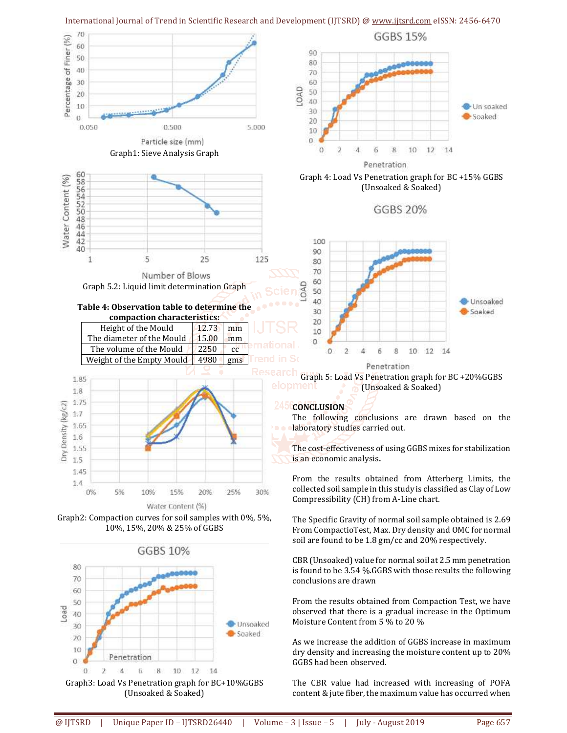Graph1: Sieve Analysis Graph

Graph 5.2: Liquid limit determination Graph

**Table 4: Observation table to determine the compaction characteristics:**

| | | |
|---|---|---|
| Height of the Mould | 12.73 | mm |
| The diameter of the Mould | 15.00 | mm |
| The volume of the Mould | 2250 | cc |
| Weight of the Empty Mould | 4980 | gms |

Graph2: Compaction curves for soil samples with 0%, 5%, 10%, 15%, 20% & 25% of GGBS

Graph3: Load Vs Penetration graph for BC+10%GGBS (Unsoaked & Soaked)

Graph 4: Load Vs Penetration graph for BC +15% GGBS (Unsoaked & Soaked)

Graph 5: Load Vs Penetration graph for BC +20%GGBS (Unsoaked & Soaked)

**CONCLUSION**

The following conclusions are drawn based on the laboratory studies carried out.

The cost-effectiveness of using GGBS mixes for stabilization is an economic analysis**.**

From the results obtained from Atterberg Limits, the collected soil sample in this study is classified as Clay of Low Compressibility (CH) from A-Line chart.

The Specific Gravity of normal soil sample obtained is 2.69 From CompactioTest, Max. Dry density and OMC for normal soil are found to be 1.8 gm/cc and 20% respectively.

CBR (Unsoaked) value for normal soil at 2.5 mm penetration is found to be 3.54 %.GGBS with those results the following conclusions are drawn

From the results obtained from Compaction Test, we have observed that there is a gradual increase in the Optimum Moisture Content from 5 % to 20 %

As we increase the addition of GGBS increase in maximum dry density and increasing the moisture content up to 20% GGBS had been observed.

The CBR value had increased with increasing of POFA content & jute fiber, the maximum value has occurred when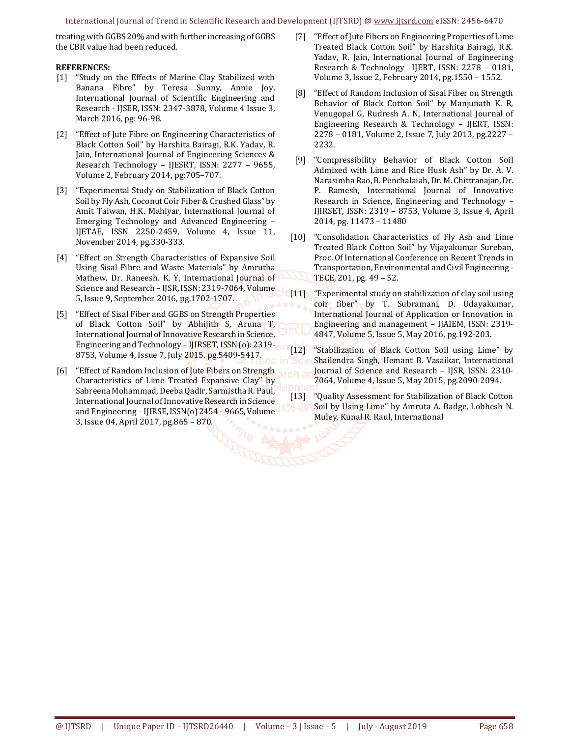treating with GGBS 20% and with further increasing of GGBS the CBR value had been reduced.

**REFERENCES:**

[1] "Study on the Effects of Marine Clay Stabilized with Banana Fibre" by Teresa Sunny, Annie Joy, International Journal of Scientific Engineering and Research - IJSER, ISSN: 2347-3878, Volume 4 Issue 3, March 2016, pg: 96-98.

[2] "Effect of Jute Fibre on Engineering Characteristics of Black Cotton Soil" by Harshita Bairagi, R.K. Yadav, R. Jain, International Journal of Engineering Sciences & Research Technology – IJESRT, ISSN: 2277 – 9655, Volume 2, February 2014, pg:705–707.

[3] "Experimental Study on Stabilization of Black Cotton Soil by Fly Ash, Coconut Coir Fiber & Crushed Glass" by Amit Taiwan, H.K. Mahiyar, International Journal of Emerging Technology and Advanced Engineering – IJETAE, ISSN 2250-2459, Volume 4, Issue 11, November 2014, pg.330-333.

[4] "Effect on Strength Characteristics of Expansive Soil Using Sisal Fibre and Waste Materials" by Amrutha Mathew, Dr. Raneesh. K. Y, International Journal of Science and Research – IJSR, ISSN: 2319-7064, Volume 5, Issue 9, September 2016, pg.1702-1707.

[5] "Effect of Sisal Fiber and GGBS on Strength Properties of Black Cotton Soil" by Abhijith S, Aruna T, International Journal of Innovative Research in Science, Engineering and Technology – IJIRSET, ISSN (o): 2319-8753, Volume 4, Issue 7, July 2015, pg.5409-5417.

[6] "Effect of Random Inclusion of Jute Fibers on Strength Characteristics of Lime Treated Expansive Clay" by Sabreena Mohammad, Deeba Qadir, Sarmistha R. Paul, International Journal of Innovative Research in Science and Engineering – IJIRSE, ISSN(o) 2454 – 9665, Volume 3, Issue 04, April 2017, pg.865 – 870.

[7] "Effect of Jute Fibers on Engineering Properties of Lime Treated Black Cotton Soil" by Harshita Bairagi, R.K. Yadav, R. Jain, International Journal of Engineering Research & Technology –IJERT, ISSN: 2278 – 0181, Volume 3, Issue 2, February 2014, pg.1550 – 1552.

[8] "Effect of Random Inclusion of Sisal Fiber on Strength Behavior of Black Cotton Soil" by Manjunath K. R, Venugopal G, Rudresh A. N, International Journal of Engineering Research & Technology – IJERT, ISSN: 2278 – 0181, Volume 2, Issue 7, July 2013, pg.2227 – 2232.

[9] "Compressibility Behavior of Black Cotton Soil Admixed with Lime and Rice Husk Ash" by Dr. A. V. Narasimha Rao, B. Penchalaiah, Dr. M. Chittranajan, Dr. P. Ramesh, International Journal of Innovative Research in Science, Engineering and Technology – IJIRSET, ISSN: 2319 – 8753, Volume 3, Issue 4, April 2014, pg. 11473 – 11480

[10] "Consolidation Characteristics of Fly Ash and Lime Treated Black Cotton Soil" by Vijayakumar Sureban, Proc. Of International Conference on Recent Trends in Transportation, Environmental and Civil Engineering - TECE, 201, pg. 49 – 52.

[11] "Experimental study on stabilization of clay soil using coir fiber" by T. Subramani, D. Udayakumar, International Journal of Application or Innovation in Engineering and management – IJAIEM, ISSN: 2319-4847, Volume 5, Issue 5, May 2016, pg.192-203.

[12] "Stabilization of Black Cotton Soil using Lime" by Shailendra Singh, Hemant B. Vasaikar, International Journal of Science and Research – IJSR, ISSN: 2310-7064, Volume 4, Issue 5, May 2015, pg.2090-2094.

[13] "Quality Assessment for Stabilization of Black Cotton Soil by Using Lime" by Amruta A. Badge, Lobhesh N. Muley, Kunal R. Raul, International